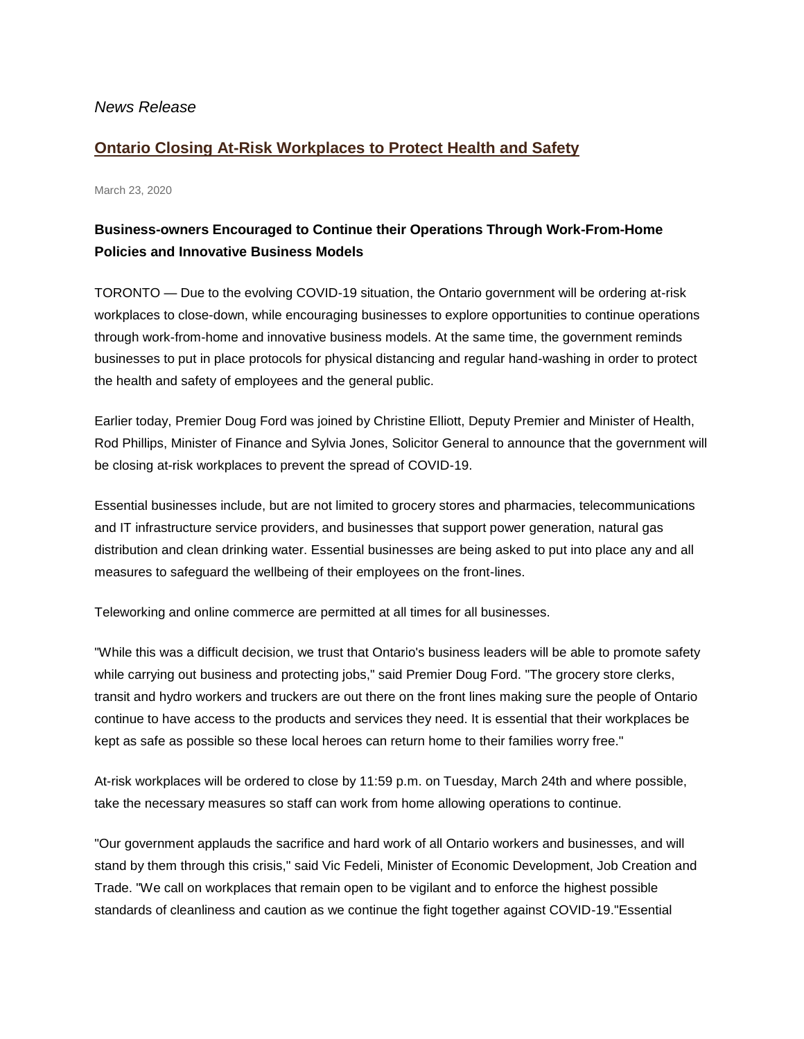*News Release*

## Ontario Closing At-Risk Workplaces to Protect Health and Safety

March 23, 2020

### Business-owners Encouraged to Continue their Operations Through Work-From-Home Policies and Innovative Business Models

TORONTO — Due to the evolving COVID-19 situation, the Ontario government will be ordering at-risk workplaces to close-down, while encouraging businesses to explore opportunities to continue operations through work-from-home and innovative business models. At the same time, the government reminds businesses to put in place protocols for physical distancing and regular hand-washing in order to protect the health and safety of employees and the general public.

Earlier today, Premier Doug Ford was joined by Christine Elliott, Deputy Premier and Minister of Health, Rod Phillips, Minister of Finance and Sylvia Jones, Solicitor General to announce that the government will be closing at-risk workplaces to prevent the spread of COVID-19.

Essential businesses include, but are not limited to grocery stores and pharmacies, telecommunications and IT infrastructure service providers, and businesses that support power generation, natural gas distribution and clean drinking water. Essential businesses are being asked to put into place any and all measures to safeguard the wellbeing of their employees on the front-lines.

Teleworking and online commerce are permitted at all times for all businesses.

"While this was a difficult decision, we trust that Ontario's business leaders will be able to promote safety while carrying out business and protecting jobs," said Premier Doug Ford. "The grocery store clerks, transit and hydro workers and truckers are out there on the front lines making sure the people of Ontario continue to have access to the products and services they need. It is essential that their workplaces be kept as safe as possible so these local heroes can return home to their families worry free."

At-risk workplaces will be ordered to close by 11:59 p.m. on Tuesday, March 24th and where possible, take the necessary measures so staff can work from home allowing operations to continue.

"Our government applauds the sacrifice and hard work of all Ontario workers and businesses, and will stand by them through this crisis," said Vic Fedeli, Minister of Economic Development, Job Creation and Trade. "We call on workplaces that remain open to be vigilant and to enforce the highest possible standards of cleanliness and caution as we continue the fight together against COVID-19."Essential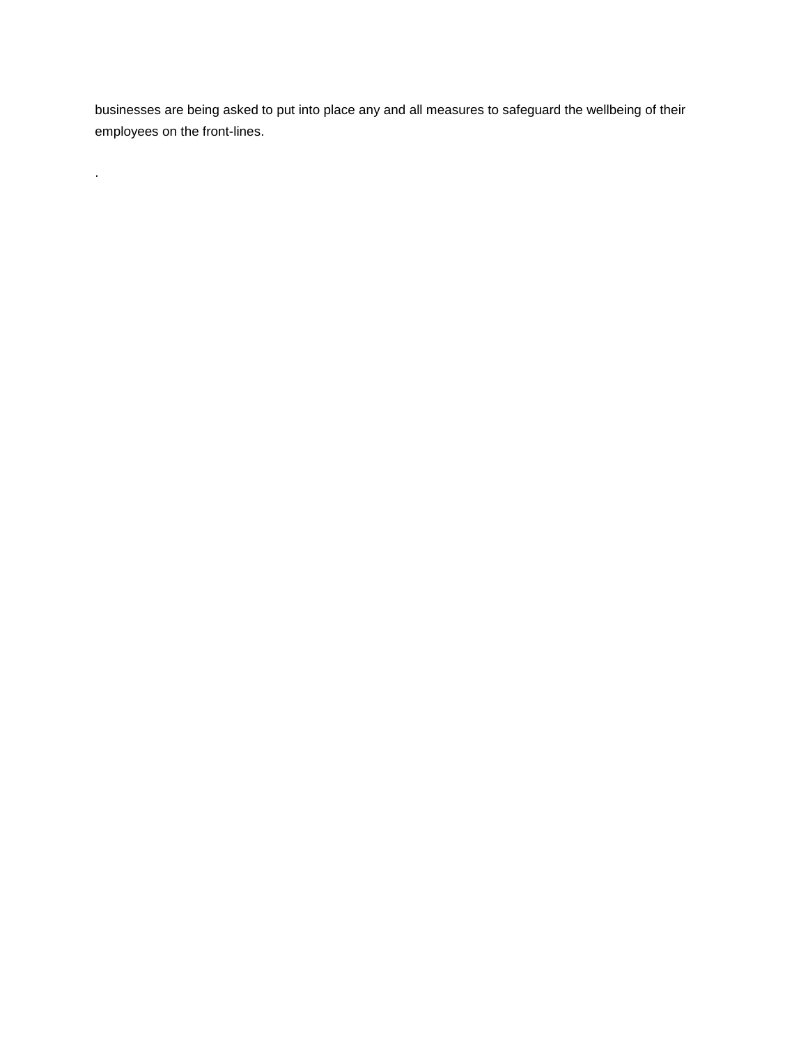businesses are being asked to put into place any and all measures to safeguard the wellbeing of their employees on the front-lines.

.